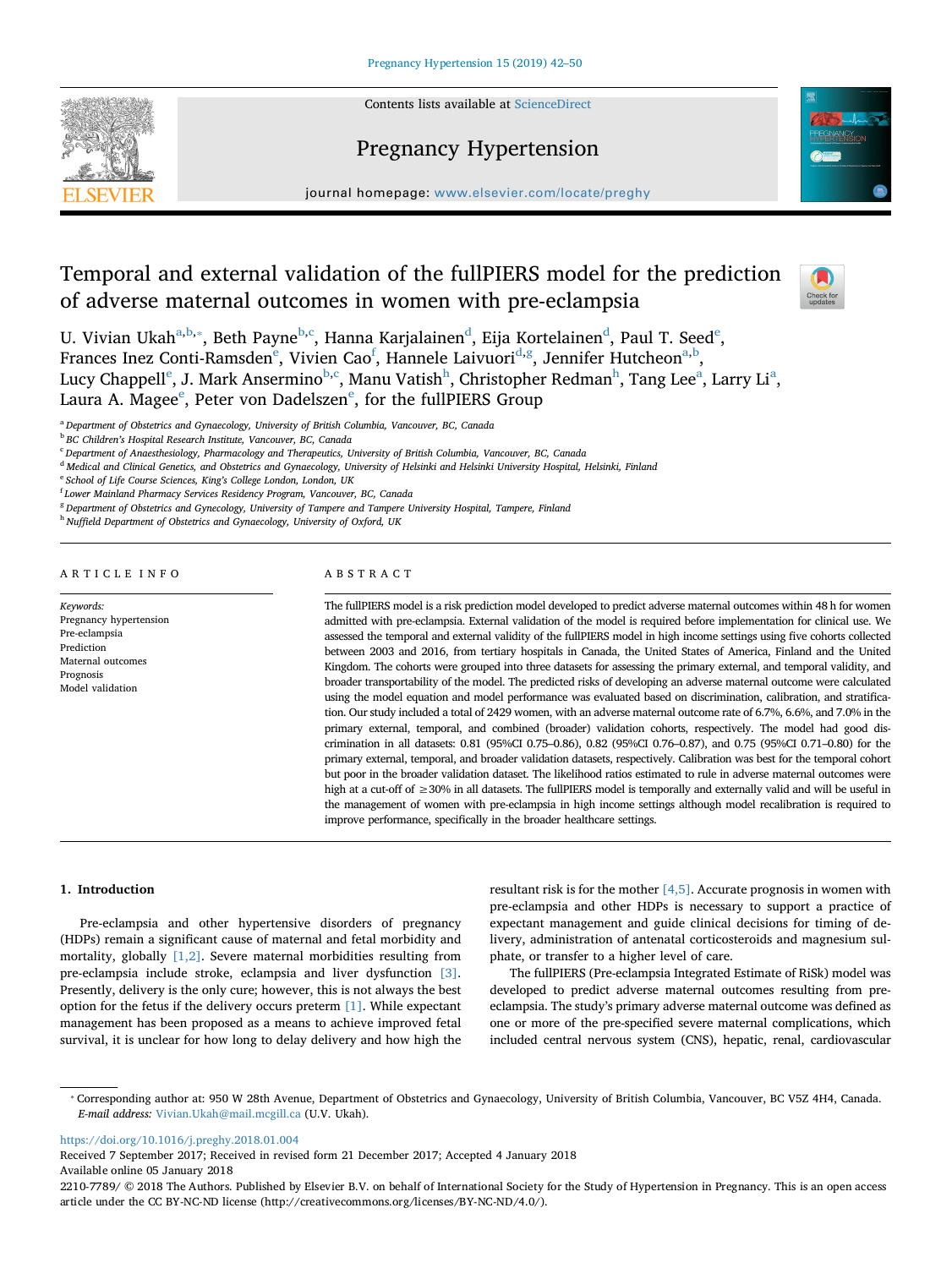# Temporal and external validation of the fullPIERS model for the prediction of adverse maternal outcomes in women with pre-eclampsia

U. Vivian Ukah[a,b,*], Beth Payne[b,c], Hanna Karjalainen[d], Eija Kortelainen[d], Paul T. Seed[e], Frances Inez Conti-Ramsden[e], Vivien Cao[f], Hannele Laivuori[d,g], Jennifer Hutcheon[a,b], Lucy Chappell[e], J. Mark Ansermino[b,c], Manu Vatish[h], Christopher Redman[h], Tang Lee[a], Larry Li[a], Laura A. Magee[e], Peter von Dadelszen[e], for the fullPIERS Group

[a] Department of Obstetrics and Gynaecology, University of British Columbia, Vancouver, BC, Canada
[b] BC Children's Hospital Research Institute, Vancouver, BC, Canada
[c] Department of Anaesthesiology, Pharmacology and Therapeutics, University of British Columbia, Vancouver, BC, Canada
[d] Medical and Clinical Genetics, and Obstetrics and Gynaecology, University of Helsinki and Helsinki University Hospital, Helsinki, Finland
[e] School of Life Course Sciences, King's College London, London, UK
[f] Lower Mainland Pharmacy Services Residency Program, Vancouver, BC, Canada
[g] Department of Obstetrics and Gynecology, University of Tampere and Tampere University Hospital, Tampere, Finland
[h] Nuffield Department of Obstetrics and Gynaecology, University of Oxford, UK

## ARTICLE INFO

*Keywords:*
Pregnancy hypertension
Pre-eclampsia
Prediction
Maternal outcomes
Prognosis
Model validation

## ABSTRACT

The fullPIERS model is a risk prediction model developed to predict adverse maternal outcomes within 48 h for women admitted with pre-eclampsia. External validation of the model is required before implementation for clinical use. We assessed the temporal and external validity of the fullPIERS model in high income settings using five cohorts collected between 2003 and 2016, from tertiary hospitals in Canada, the United States of America, Finland and the United Kingdom. The cohorts were grouped into three datasets for assessing the primary external, and temporal validity, and broader transportability of the model. The predicted risks of developing an adverse maternal outcome were calculated using the model equation and model performance was evaluated based on discrimination, calibration, and stratification. Our study included a total of 2429 women, with an adverse maternal outcome rate of 6.7%, 6.6%, and 7.0% in the primary external, temporal, and combined (broader) validation cohorts, respectively. The model had good discrimination in all datasets: 0.81 (95%CI 0.75–0.86), 0.82 (95%CI 0.76–0.87), and 0.75 (95%CI 0.71–0.80) for the primary external, temporal, and broader validation datasets, respectively. Calibration was best for the temporal cohort but poor in the broader validation dataset. The likelihood ratios estimated to rule in adverse maternal outcomes were high at a cut-off of ≥30% in all datasets. The fullPIERS model is temporally and externally valid and will be useful in the management of women with pre-eclampsia in high income settings although model recalibration is required to improve performance, specifically in the broader healthcare settings.

## 1. Introduction

Pre-eclampsia and other hypertensive disorders of pregnancy (HDPs) remain a significant cause of maternal and fetal morbidity and mortality, globally [1,2]. Severe maternal morbidities resulting from pre-eclampsia include stroke, eclampsia and liver dysfunction [3]. Presently, delivery is the only cure; however, this is not always the best option for the fetus if the delivery occurs preterm [1]. While expectant management has been proposed as a means to achieve improved fetal survival, it is unclear for how long to delay delivery and how high the resultant risk is for the mother [4,5]. Accurate prognosis in women with pre-eclampsia and other HDPs is necessary to support a practice of expectant management and guide clinical decisions for timing of delivery, administration of antenatal corticosteroids and magnesium sulphate, or transfer to a higher level of care.

The fullPIERS (Pre-eclampsia Integrated Estimate of RiSk) model was developed to predict adverse maternal outcomes resulting from pre-eclampsia. The study's primary adverse maternal outcome was defined as one or more of the pre-specified severe maternal complications, which included central nervous system (CNS), hepatic, renal, cardiovascular

* Corresponding author at: 950 W 28th Avenue, Department of Obstetrics and Gynaecology, University of British Columbia, Vancouver, BC V5Z 4H4, Canada.
*E-mail address:* Vivian.Ukah@mail.mcgill.ca (U.V. Ukah).

https://doi.org/10.1016/j.preghy.2018.01.004
Received 7 September 2017; Received in revised form 21 December 2017; Accepted 4 January 2018
Available online 05 January 2018
2210-7789/ © 2018 The Authors. Published by Elsevier B.V. on behalf of International Society for the Study of Hypertension in Pregnancy. This is an open access article under the CC BY-NC-ND license (http://creativecommons.org/licenses/BY-NC-ND/4.0/).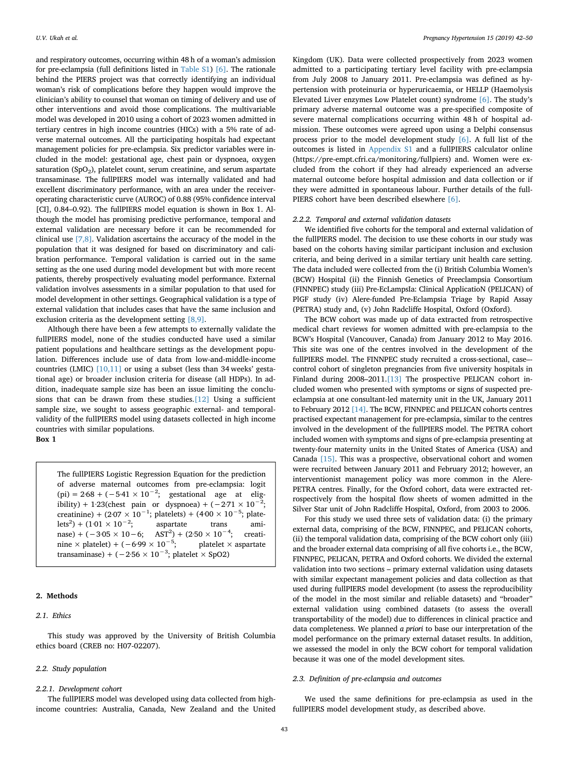and respiratory outcomes, occurring within 48 h of a woman's admission for pre-eclampsia (full definitions listed in Table S1) [6]. The rationale behind the PIERS project was that correctly identifying an individual woman's risk of complications before they happen would improve the clinician's ability to counsel that woman on timing of delivery and use of other interventions and avoid those complications. The multivariable model was developed in 2010 using a cohort of 2023 women admitted in tertiary centres in high income countries (HICs) with a 5% rate of adverse maternal outcomes. All the participating hospitals had expectant management policies for pre-eclampsia. Six predictor variables were included in the model: gestational age, chest pain or dyspnoea, oxygen saturation ($SpO_2$), platelet count, serum creatinine, and serum aspartate transaminase. The fullPIERS model was internally validated and had excellent discriminatory performance, with an area under the receiver-operating characteristic curve (AUROC) of 0.88 (95% confidence interval [CI], 0.84–0.92). The fullPIERS model equation is shown in Box 1. Although the model has promising predictive performance, temporal and external validation are necessary before it can be recommended for clinical use [7,8]. Validation ascertains the accuracy of the model in the population that it was designed for based on discriminatory and calibration performance. Temporal validation is carried out in the same setting as the one used during model development but with more recent patients, thereby prospectively evaluating model performance. External validation involves assessments in a similar population to that used for model development in other settings. Geographical validation is a type of external validation that includes cases that have the same inclusion and exclusion criteria as the development setting [8,9].

Although there have been a few attempts to externally validate the fullPIERS model, none of the studies conducted have used a similar patient populations and healthcare settings as the development population. Differences include use of data from low-and-middle-income countries (LMIC) [10,11] or using a subset (less than 34 weeks' gestational age) or broader inclusion criteria for disease (all HDPs). In addition, inadequate sample size has been an issue limiting the conclusions that can be drawn from these studies.[12] Using a sufficient sample size, we sought to assess geographic external- and temporal-validity of the fullPIERS model using datasets collected in high income countries with similar populations.

**Box 1**

> The fullPIERS Logistic Regression Equation for the prediction of adverse maternal outcomes from pre-eclampsia: logit (pi) = 2·68 + ($-5·41 \times 10^{-2}$; gestational age at eligibility) + 1·23(chest pain or dyspnoea) + ($-2·71 \times 10^{-2}$; creatinine) + ($2·07 \times 10^{-1}$; platelets) + ($4·00 \times 10^{-5}$; platelets$^2$) + ($1·01 \times 10^{-2}$; aspartate trans aminase) + ($-3·05 \times 10-6$; $AST^2$) + ($2·50 \times 10^{-4}$; creatinine × platelet) + ($-6·99 \times 10^{-5}$; platelet × aspartate transaminase) + ($-2·56 \times 10^{-3}$; platelet × SpO2)

## 2. Methods

### 2.1. Ethics

This study was approved by the University of British Columbia ethics board (CREB no: H07-02207).

### 2.2. Study population

#### 2.2.1. Development cohort

The fullPIERS model was developed using data collected from high-income countries: Australia, Canada, New Zealand and the United Kingdom (UK). Data were collected prospectively from 2023 women admitted to a participating tertiary level facility with pre-eclampsia from July 2008 to January 2011. Pre-eclampsia was defined as hypertension with proteinuria or hyperuricaemia, or HELLP (Haemolysis Elevated Liver enzymes Low Platelet count) syndrome [6]. The study's primary adverse maternal outcome was a pre-specified composite of severe maternal complications occurring within 48 h of hospital admission. These outcomes were agreed upon using a Delphi consensus process prior to the model development study [6]. A full list of the outcomes is listed in Appendix S1 and a fullPIERS calculator online (https://pre-empt.cfri.ca/monitoring/fullpiers) and. Women were excluded from the cohort if they had already experienced an adverse maternal outcome before hospital admission and data collection or if they were admitted in spontaneous labour. Further details of the fullPIERS cohort have been described elsewhere [6].

#### 2.2.2. Temporal and external validation datasets

We identified five cohorts for the temporal and external validation of the fullPIERS model. The decision to use these cohorts in our study was based on the cohorts having similar participant inclusion and exclusion criteria, and being derived in a similar tertiary unit health care setting. The data included were collected from the (i) British Columbia Women's (BCW) Hospital (ii) the Finnish Genetics of Preeclampsia Consortium (FINNPEC) study (iii) Pre-EcLampsIa: Clinical ApplicatioN (PELICAN) of PlGF study (iv) Alere-funded Pre-Eclampsia Triage by Rapid Assay (PETRA) study and, (v) John Radcliffe Hospital, Oxford (Oxford).

The BCW cohort was made up of data extracted from retrospective medical chart reviews for women admitted with pre-eclampsia to the BCW's Hospital (Vancouver, Canada) from January 2012 to May 2016. This site was one of the centres involved in the development of the fullPIERS model. The FINNPEC study recruited a cross-sectional, case-–control cohort of singleton pregnancies from five university hospitals in Finland during 2008–2011.[13] The prospective PELICAN cohort included women who presented with symptoms or signs of suspected pre-eclampsia at one consultant-led maternity unit in the UK, January 2011 to February 2012 [14]. The BCW, FINNPEC and PELICAN cohorts centres practised expectant management for pre-eclampsia, similar to the centres involved in the development of the fullPIERS model. The PETRA cohort included women with symptoms and signs of pre-eclampsia presenting at twenty-four maternity units in the United States of America (USA) and Canada [15]. This was a prospective, observational cohort and women were recruited between January 2011 and February 2012; however, an interventionist management policy was more common in the Alere-PETRA centres. Finally, for the Oxford cohort, data were extracted retrospectively from the hospital flow sheets of women admitted in the Silver Star unit of John Radcliffe Hospital, Oxford, from 2003 to 2006.

For this study we used three sets of validation data: (i) the primary external data, comprising of the BCW, FINNPEC, and PELICAN cohorts, (ii) the temporal validation data, comprising of the BCW cohort only (iii) and the broader external data comprising of all five cohorts i.e., the BCW, FINNPEC, PELICAN, PETRA and Oxford cohorts. We divided the external validation into two sections – primary external validation using datasets with similar expectant management policies and data collection as that used during fullPIERS model development (to assess the reproducibility of the model in the most similar and reliable datasets) and "broader" external validation using combined datasets (to assess the overall transportability of the model) due to differences in clinical practice and data completeness. We planned *a priori* to base our interpretation of the model performance on the primary external dataset results. In addition, we assessed the model in only the BCW cohort for temporal validation because it was one of the model development sites.

### 2.3. Definition of pre-eclampsia and outcomes

We used the same definitions for pre-eclampsia as used in the fullPIERS model development study, as described above.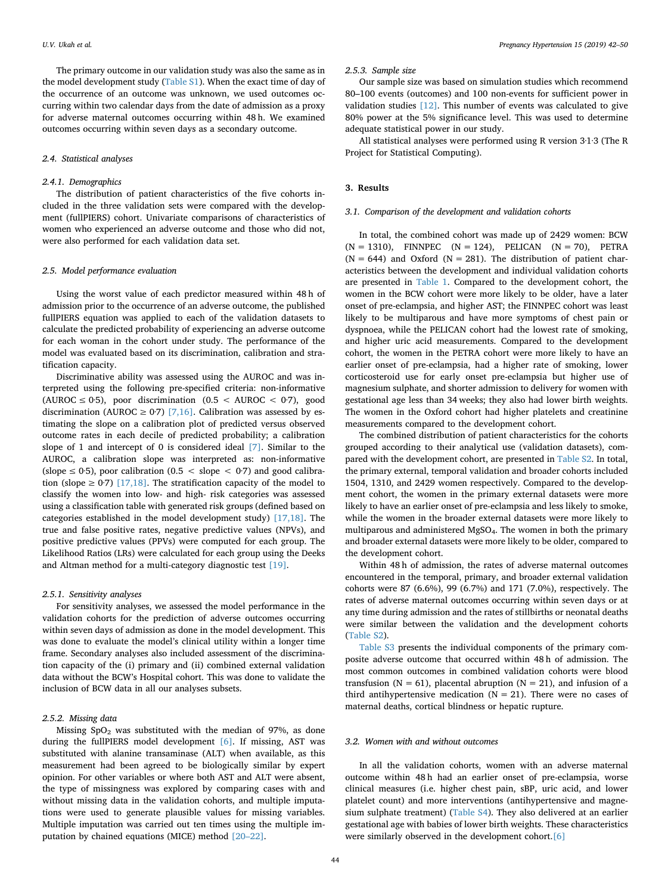The primary outcome in our validation study was also the same as in the model development study (Table S1). When the exact time of day of the occurrence of an outcome was unknown, we used outcomes occurring within two calendar days from the date of admission as a proxy for adverse maternal outcomes occurring within 48 h. We examined outcomes occurring within seven days as a secondary outcome.

### 2.4. Statistical analyses

#### 2.4.1. Demographics

The distribution of patient characteristics of the five cohorts included in the three validation sets were compared with the development (fullPIERS) cohort. Univariate comparisons of characteristics of women who experienced an adverse outcome and those who did not, were also performed for each validation data set.

### 2.5. Model performance evaluation

Using the worst value of each predictor measured within 48 h of admission prior to the occurrence of an adverse outcome, the published fullPIERS equation was applied to each of the validation datasets to calculate the predicted probability of experiencing an adverse outcome for each woman in the cohort under study. The performance of the model was evaluated based on its discrimination, calibration and stratification capacity.

Discriminative ability was assessed using the AUROC and was interpreted using the following pre-specified criteria: non-informative (AUROC ≤ 0·5), poor discrimination (0.5 < AUROC < 0·7), good discrimination (AUROC ≥ 0·7) [7,16]. Calibration was assessed by estimating the slope on a calibration plot of predicted versus observed outcome rates in each decile of predicted probability; a calibration slope of 1 and intercept of 0 is considered ideal [7]. Similar to the AUROC, a calibration slope was interpreted as: non-informative (slope ≤ 0·5), poor calibration (0.5 < slope < 0·7) and good calibration (slope ≥ 0·7) [17,18]. The stratification capacity of the model to classify the women into low- and high- risk categories was assessed using a classification table with generated risk groups (defined based on categories established in the model development study) [17,18]. The true and false positive rates, negative predictive values (NPVs), and positive predictive values (PPVs) were computed for each group. The Likelihood Ratios (LRs) were calculated for each group using the Deeks and Altman method for a multi-category diagnostic test [19].

#### 2.5.1. Sensitivity analyses

For sensitivity analyses, we assessed the model performance in the validation cohorts for the prediction of adverse outcomes occurring within seven days of admission as done in the model development. This was done to evaluate the model's clinical utility within a longer time frame. Secondary analyses also included assessment of the discrimination capacity of the (i) primary and (ii) combined external validation data without the BCW's Hospital cohort. This was done to validate the inclusion of BCW data in all our analyses subsets.

#### 2.5.2. Missing data

Missing $SpO_2$ was substituted with the median of 97%, as done during the fullPIERS model development [6]. If missing, AST was substituted with alanine transaminase (ALT) when available, as this measurement had been agreed to be biologically similar by expert opinion. For other variables or where both AST and ALT were absent, the type of missingness was explored by comparing cases with and without missing data in the validation cohorts, and multiple imputations were used to generate plausible values for missing variables. Multiple imputation was carried out ten times using the multiple imputation by chained equations (MICE) method [20–22].

#### 2.5.3. Sample size

Our sample size was based on simulation studies which recommend 80–100 events (outcomes) and 100 non-events for sufficient power in validation studies [12]. This number of events was calculated to give 80% power at the 5% significance level. This was used to determine adequate statistical power in our study.

All statistical analyses were performed using R version 3·1·3 (The R Project for Statistical Computing).

## 3. Results

### 3.1. Comparison of the development and validation cohorts

In total, the combined cohort was made up of 2429 women: BCW (N = 1310), FINNPEC (N = 124), PELICAN (N = 70), PETRA (N = 644) and Oxford (N = 281). The distribution of patient characteristics between the development and individual validation cohorts are presented in Table 1. Compared to the development cohort, the women in the BCW cohort were more likely to be older, have a later onset of pre-eclampsia, and higher AST; the FINNPEC cohort was least likely to be multiparous and have more symptoms of chest pain or dyspnoea, while the PELICAN cohort had the lowest rate of smoking, and higher uric acid measurements. Compared to the development cohort, the women in the PETRA cohort were more likely to have an earlier onset of pre-eclampsia, had a higher rate of smoking, lower corticosteroid use for early onset pre-eclampsia but higher use of magnesium sulphate, and shorter admission to delivery for women with gestational age less than 34 weeks; they also had lower birth weights. The women in the Oxford cohort had higher platelets and creatinine measurements compared to the development cohort.

The combined distribution of patient characteristics for the cohorts grouped according to their analytical use (validation datasets), compared with the development cohort, are presented in Table S2. In total, the primary external, temporal validation and broader cohorts included 1504, 1310, and 2429 women respectively. Compared to the development cohort, the women in the primary external datasets were more likely to have an earlier onset of pre-eclampsia and less likely to smoke, while the women in the broader external datasets were more likely to multiparous and administered $MgSO_4$. The women in both the primary and broader external datasets were more likely to be older, compared to the development cohort.

Within 48 h of admission, the rates of adverse maternal outcomes encountered in the temporal, primary, and broader external validation cohorts were 87 (6.6%), 99 (6.7%) and 171 (7.0%), respectively. The rates of adverse maternal outcomes occurring within seven days or at any time during admission and the rates of stillbirths or neonatal deaths were similar between the validation and the development cohorts (Table S2).

Table S3 presents the individual components of the primary composite adverse outcome that occurred within 48 h of admission. The most common outcomes in combined validation cohorts were blood transfusion (N = 61), placental abruption (N = 21), and infusion of a third antihypertensive medication (N = 21). There were no cases of maternal deaths, cortical blindness or hepatic rupture.

### 3.2. Women with and without outcomes

In all the validation cohorts, women with an adverse maternal outcome within 48 h had an earlier onset of pre-eclampsia, worse clinical measures (i.e. higher chest pain, sBP, uric acid, and lower platelet count) and more interventions (antihypertensive and magnesium sulphate treatment) (Table S4). They also delivered at an earlier gestational age with babies of lower birth weights. These characteristics were similarly observed in the development cohort.[6]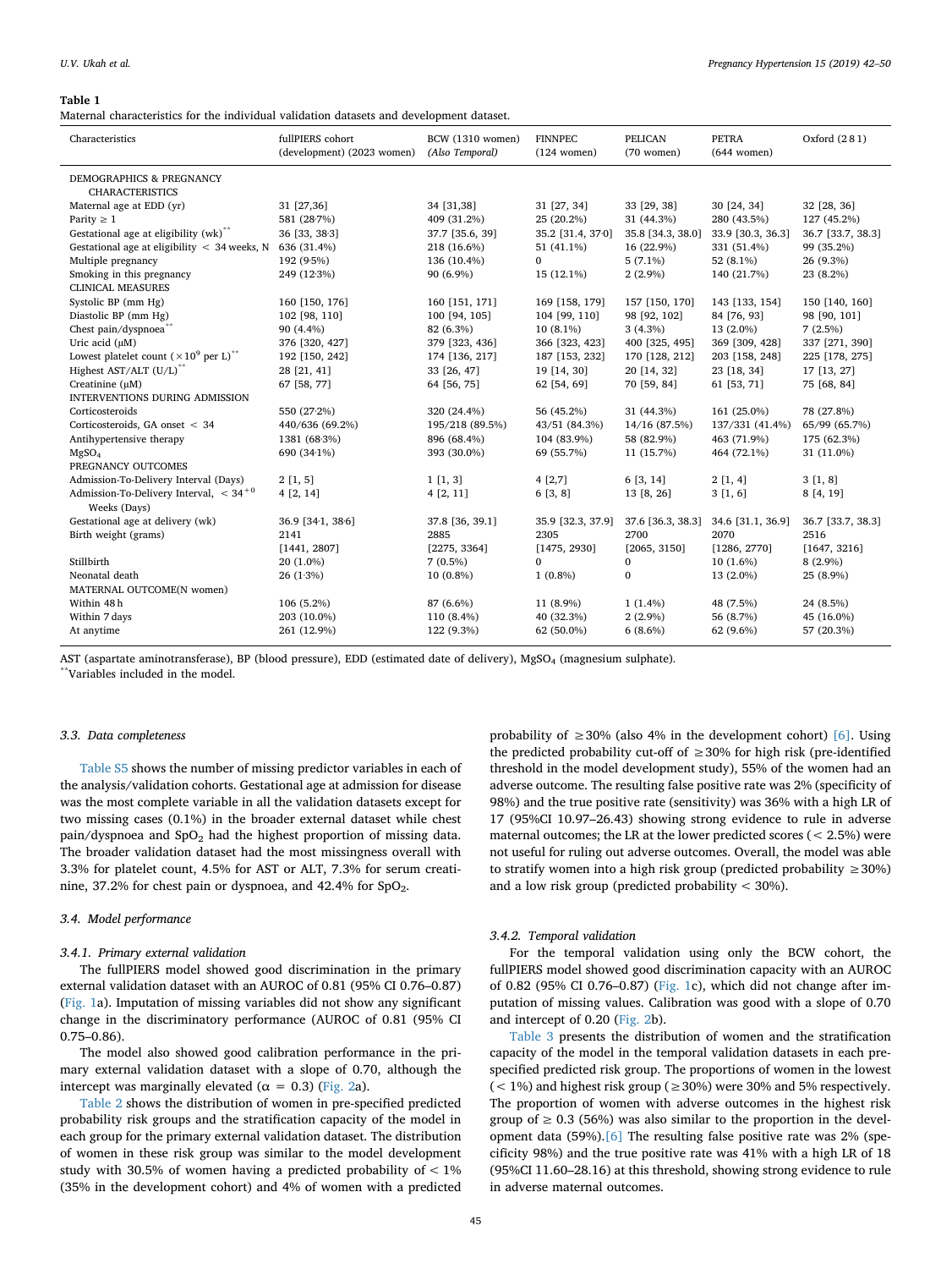**Table 1**
Maternal characteristics for the individual validation datasets and development dataset.

| Characteristics | fullPIERS cohort (development) (2023 women) | BCW (1310 women) *(Also Temporal)* | FINNPEC (124 women) | PELICAN (70 women) | PETRA (644 women) | Oxford (2 8 1) |
|---|---|---|---|---|---|---|
| DEMOGRAPHICS & PREGNANCY CHARACTERISTICS | | | | | | |
| Maternal age at EDD (yr) | 31 [27,36] | 34 [31,38] | 31 [27, 34] | 33 [29, 38] | 30 [24, 34] | 32 [28, 36] |
| Parity ≥ 1 | 581 (28·7%) | 409 (31.2%) | 25 (20.2%) | 31 (44.3%) | 280 (43.5%) | 127 (45.2%) |
| Gestational age at eligibility (wk)** | 36 [33, 38·3] | 37.7 [35.6, 39] | 35.2 [31.4, 37·0] | 35.8 [34.3, 38.0] | 33.9 [30.3, 36.3] | 36.7 [33.7, 38.3] |
| Gestational age at eligibility < 34 weeks, N | 636 (31.4%) | 218 (16.6%) | 51 (41.1%) | 16 (22.9%) | 331 (51.4%) | 99 (35.2%) |
| Multiple pregnancy | 192 (9·5%) | 136 (10.4%) | 0 | 5 (7.1%) | 52 (8.1%) | 26 (9.3%) |
| Smoking in this pregnancy | 249 (12·3%) | 90 (6.9%) | 15 (12.1%) | 2 (2.9%) | 140 (21.7%) | 23 (8.2%) |
| CLINICAL MEASURES | | | | | | |
| Systolic BP (mm Hg) | 160 [150, 176] | 160 [151, 171] | 169 [158, 179] | 157 [150, 170] | 143 [133, 154] | 150 [140, 160] |
| Diastolic BP (mm Hg) | 102 [98, 110] | 100 [94, 105] | 104 [99, 110] | 98 [92, 102] | 84 [76, 93] | 98 [90, 101] |
| Chest pain/dyspnoea** | 90 (4.4%) | 82 (6.3%) | 10 (8.1%) | 3 (4.3%) | 13 (2.0%) | 7 (2.5%) |
| Uric acid (μM) | 376 [320, 427] | 379 [323, 436] | 366 [323, 423] | 400 [325, 495] | 369 [309, 428] | 337 [271, 390] |
| Lowest platelet count ($\times 10^9$ per L)** | 192 [150, 242] | 174 [136, 217] | 187 [153, 232] | 170 [128, 212] | 203 [158, 248] | 225 [178, 275] |
| Highest AST/ALT (U/L)** | 28 [21, 41] | 33 [26, 47] | 19 [14, 30] | 20 [14, 32] | 23 [18, 34] | 17 [13, 27] |
| Creatinine (μM) | 67 [58, 77] | 64 [56, 75] | 62 [54, 69] | 70 [59, 84] | 61 [53, 71] | 75 [68, 84] |
| INTERVENTIONS DURING ADMISSION | | | | | | |
| Corticosteroids | 550 (27·2%) | 320 (24.4%) | 56 (45.2%) | 31 (44.3%) | 161 (25.0%) | 78 (27.8%) |
| Corticosteroids, GA onset < 34 | 440/636 (69.2%) | 195/218 (89.5%) | 43/51 (84.3%) | 14/16 (87.5%) | 137/331 (41.4%) | 65/99 (65.7%) |
| Antihypertensive therapy | 1381 (68·3%) | 896 (68.4%) | 104 (83.9%) | 58 (82.9%) | 463 (71.9%) | 175 (62.3%) |
| $MgSO_4$ | 690 (34·1%) | 393 (30.0%) | 69 (55.7%) | 11 (15.7%) | 464 (72.1%) | 31 (11.0%) |
| PREGNANCY OUTCOMES | | | | | | |
| Admission-To-Delivery Interval (Days) | 2 [1, 5] | 1 [1, 3] | 4 [2,7] | 6 [3, 14] | 2 [1, 4] | 3 [1, 8] |
| Admission-To-Delivery Interval, < 34$^{+0}$ Weeks (Days) | 4 [2, 14] | 4 [2, 11] | 6 [3, 8] | 13 [8, 26] | 3 [1, 6] | 8 [4, 19] |
| Gestational age at delivery (wk) | 36.9 [34·1, 38·6] | 37.8 [36, 39.1] | 35.9 [32.3, 37.9] | 37.6 [36.3, 38.3] | 34.6 [31.1, 36.9] | 36.7 [33.7, 38.3] |
| Birth weight (grams) | 2141 [1441, 2807] | 2885 [2275, 3364] | 2305 [1475, 2930] | 2700 [2065, 3150] | 2070 [1286, 2770] | 2516 [1647, 3216] |
| Stillbirth | 20 (1.0%) | 7 (0.5%) | 0 | 0 | 10 (1.6%) | 8 (2.9%) |
| Neonatal death | 26 (1·3%) | 10 (0.8%) | 1 (0.8%) | 0 | 13 (2.0%) | 25 (8.9%) |
| MATERNAL OUTCOME(N women) | | | | | | |
| Within 48 h | 106 (5.2%) | 87 (6.6%) | 11 (8.9%) | 1 (1.4%) | 48 (7.5%) | 24 (8.5%) |
| Within 7 days | 203 (10.0%) | 110 (8.4%) | 40 (32.3%) | 2 (2.9%) | 56 (8.7%) | 45 (16.0%) |
| At anytime | 261 (12.9%) | 122 (9.3%) | 62 (50.0%) | 6 (8.6%) | 62 (9.6%) | 57 (20.3%) |

AST (aspartate aminotransferase), BP (blood pressure), EDD (estimated date of delivery), $MgSO_4$ (magnesium sulphate).
**Variables included in the model.

### 3.3. Data completeness

Table S5 shows the number of missing predictor variables in each of the analysis/validation cohorts. Gestational age at admission for disease was the most complete variable in all the validation datasets except for two missing cases (0.1%) in the broader external dataset while chest pain/dyspnoea and $SpO_2$ had the highest proportion of missing data. The broader validation dataset had the most missingness overall with 3.3% for platelet count, 4.5% for AST or ALT, 7.3% for serum creatinine, 37.2% for chest pain or dyspnoea, and 42.4% for $SpO_2$.

### 3.4. Model performance

#### 3.4.1. Primary external validation

The fullPIERS model showed good discrimination in the primary external validation dataset with an AUROC of 0.81 (95% CI 0.76–0.87) (Fig. 1a). Imputation of missing variables did not show any significant change in the discriminatory performance (AUROC of 0.81 (95% CI 0.75–0.86).

The model also showed good calibration performance in the primary external validation dataset with a slope of 0.70, although the intercept was marginally elevated ($\alpha = 0.3$) (Fig. 2a).

Table 2 shows the distribution of women in pre-specified predicted probability risk groups and the stratification capacity of the model in each group for the primary external validation dataset. The distribution of women in these risk group was similar to the model development study with 30.5% of women having a predicted probability of < 1% (35% in the development cohort) and 4% of women with a predicted probability of ≥30% (also 4% in the development cohort) [6]. Using the predicted probability cut-off of ≥30% for high risk (pre-identified threshold in the model development study), 55% of the women had an adverse outcome. The resulting false positive rate was 2% (specificity of 98%) and the true positive rate (sensitivity) was 36% with a high LR of 17 (95%CI 10.97–26.43) showing strong evidence to rule in adverse maternal outcomes; the LR at the lower predicted scores (< 2.5%) were not useful for ruling out adverse outcomes. Overall, the model was able to stratify women into a high risk group (predicted probability ≥30%) and a low risk group (predicted probability < 30%).

#### 3.4.2. Temporal validation

For the temporal validation using only the BCW cohort, the fullPIERS model showed good discrimination capacity with an AUROC of 0.82 (95% CI 0.76–0.87) (Fig. 1c), which did not change after imputation of missing values. Calibration was good with a slope of 0.70 and intercept of 0.20 (Fig. 2b).

Table 3 presents the distribution of women and the stratification capacity of the model in the temporal validation datasets in each pre-specified predicted risk group. The proportions of women in the lowest (< 1%) and highest risk group (≥30%) were 30% and 5% respectively. The proportion of women with adverse outcomes in the highest risk group of ≥ 0.3 (56%) was also similar to the proportion in the development data (59%).[6] The resulting false positive rate was 2% (specificity 98%) and the true positive rate was 41% with a high LR of 18 (95%CI 11.60–28.16) at this threshold, showing strong evidence to rule in adverse maternal outcomes.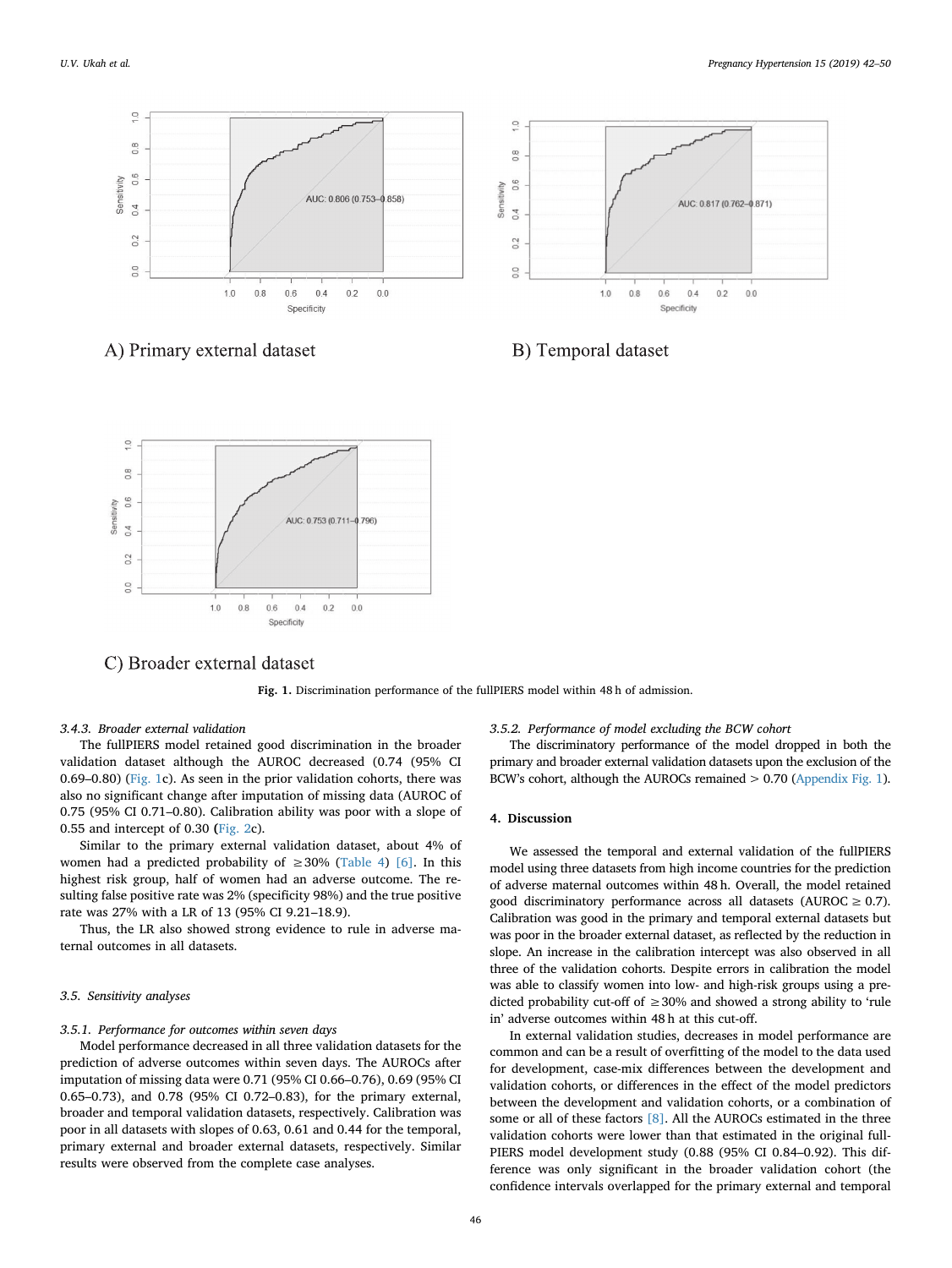A) Primary external dataset

B) Temporal dataset

C) Broader external dataset

**Fig. 1.** Discrimination performance of the fullPIERS model within 48 h of admission.

#### 3.4.3. Broader external validation

The fullPIERS model retained good discrimination in the broader validation dataset although the AUROC decreased (0.74 (95% CI 0.69–0.80) (Fig. 1c). As seen in the prior validation cohorts, there was also no significant change after imputation of missing data (AUROC of 0.75 (95% CI 0.71–0.80). Calibration ability was poor with a slope of 0.55 and intercept of 0.30 (**Fig.** 2c).

Similar to the primary external validation dataset, about 4% of women had a predicted probability of ≥30% (Table 4) [6]. In this highest risk group, half of women had an adverse outcome. The resulting false positive rate was 2% (specificity 98%) and the true positive rate was 27% with a LR of 13 (95% CI 9.21–18.9).

Thus, the LR also showed strong evidence to rule in adverse maternal outcomes in all datasets.

### 3.5. Sensitivity analyses

#### 3.5.1. Performance for outcomes within seven days

Model performance decreased in all three validation datasets for the prediction of adverse outcomes within seven days. The AUROCs after imputation of missing data were 0.71 (95% CI 0.66–0.76), 0.69 (95% CI 0.65–0.73), and 0.78 (95% CI 0.72–0.83), for the primary external, broader and temporal validation datasets, respectively. Calibration was poor in all datasets with slopes of 0.63, 0.61 and 0.44 for the temporal, primary external and broader external datasets, respectively. Similar results were observed from the complete case analyses.

#### 3.5.2. Performance of model excluding the BCW cohort

The discriminatory performance of the model dropped in both the primary and broader external validation datasets upon the exclusion of the BCW's cohort, although the AUROCs remained > 0.70 (Appendix Fig. 1).

## 4. Discussion

We assessed the temporal and external validation of the fullPIERS model using three datasets from high income countries for the prediction of adverse maternal outcomes within 48 h. Overall, the model retained good discriminatory performance across all datasets (AUROC ≥ 0.7). Calibration was good in the primary and temporal external datasets but was poor in the broader external dataset, as reflected by the reduction in slope. An increase in the calibration intercept was also observed in all three of the validation cohorts. Despite errors in calibration the model was able to classify women into low- and high-risk groups using a predicted probability cut-off of ≥30% and showed a strong ability to 'rule in' adverse outcomes within 48 h at this cut-off.

In external validation studies, decreases in model performance are common and can be a result of overfitting of the model to the data used for development, case-mix differences between the development and validation cohorts, or differences in the effect of the model predictors between the development and validation cohorts, or a combination of some or all of these factors [8]. All the AUROCs estimated in the three validation cohorts were lower than that estimated in the original fullPIERS model development study (0.88 (95% CI 0.84–0.92). This difference was only significant in the broader validation cohort (the confidence intervals overlapped for the primary external and temporal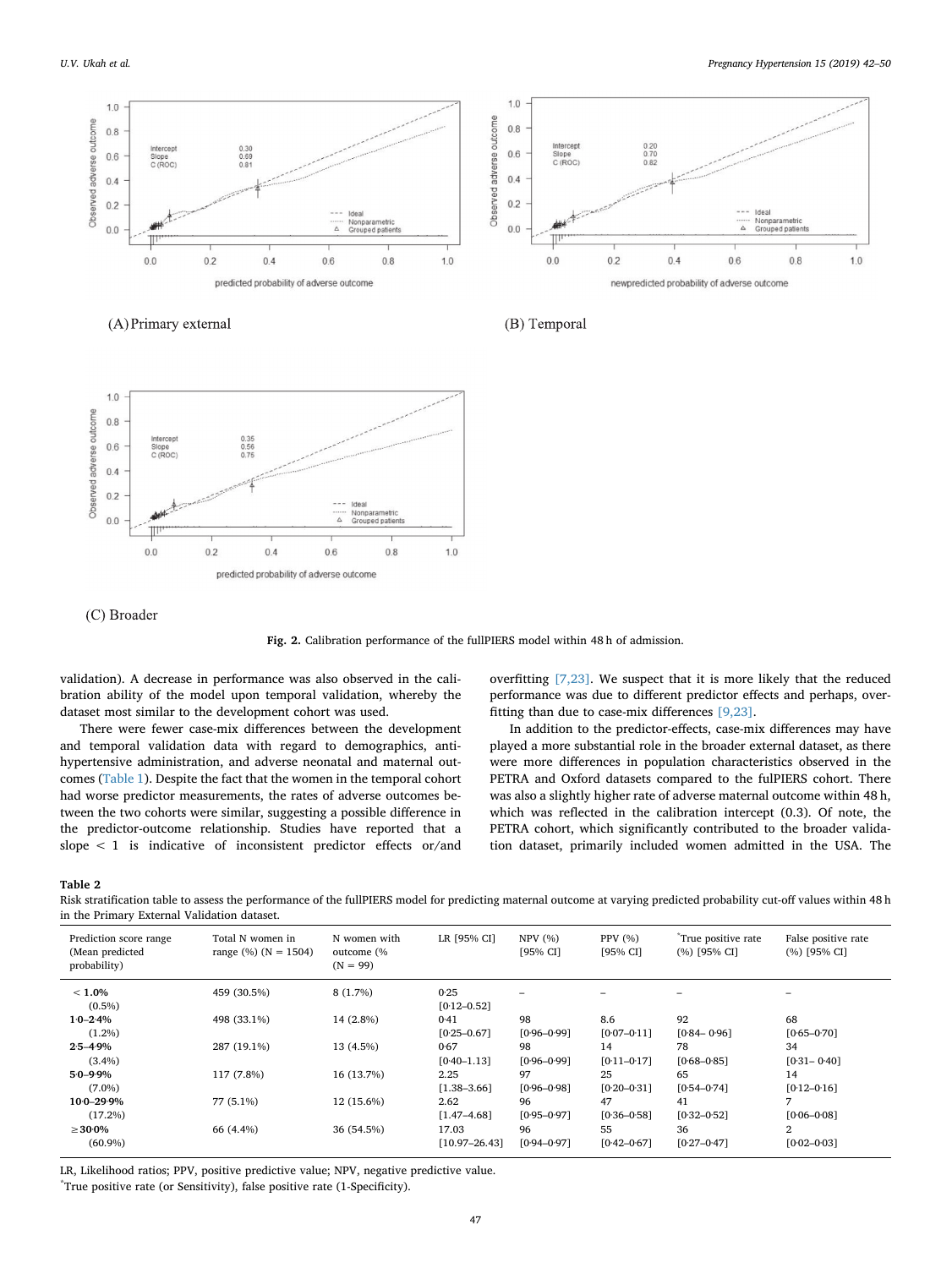(A) Primary external

(B) Temporal

(C) Broader

**Fig. 2.** Calibration performance of the fullPIERS model within 48 h of admission.

validation). A decrease in performance was also observed in the calibration ability of the model upon temporal validation, whereby the dataset most similar to the development cohort was used.

There were fewer case-mix differences between the development and temporal validation data with regard to demographics, antihypertensive administration, and adverse neonatal and maternal outcomes (Table 1). Despite the fact that the women in the temporal cohort had worse predictor measurements, the rates of adverse outcomes between the two cohorts were similar, suggesting a possible difference in the predictor-outcome relationship. Studies have reported that a slope < 1 is indicative of inconsistent predictor effects or/and overfitting [7,23]. We suspect that it is more likely that the reduced performance was due to different predictor effects and perhaps, overfitting than due to case-mix differences [9,23].

In addition to the predictor-effects, case-mix differences may have played a more substantial role in the broader external dataset, as there were more differences in population characteristics observed in the PETRA and Oxford datasets compared to the fulPIERS cohort. There was also a slightly higher rate of adverse maternal outcome within 48 h, which was reflected in the calibration intercept (0.3). Of note, the PETRA cohort, which significantly contributed to the broader validation dataset, primarily included women admitted in the USA. The

**Table 2**
Risk stratification table to assess the performance of the fullPIERS model for predicting maternal outcome at varying predicted probability cut-off values within 48 h in the Primary External Validation dataset.

| Prediction score range (Mean predicted probability) | Total N women in range (%) (N = 1504) | N women with outcome (%) (N = 99) | LR [95% CI] | NPV (%) [95% CI] | PPV (%) [95% CI] | *True positive rate (%) [95% CI] | False positive rate (%) [95% CI] |
|---|---|---|---|---|---|---|---|
| **< 1.0%** (0.5%) | 459 (30.5%) | 8 (1.7%) | 0·25 [0·12–0.52] | – | – | – | – |
| **1·0–2·4%** (1.2%) | 498 (33.1%) | 14 (2.8%) | 0.41 [0.25–0.67] | 98 [0·96–0.99] | 8.6 [0·07–0·11] | 92 [0·84– 0·96] | 68 [0.65–0.70] |
| **2·5–4·9%** (3.4%) | 287 (19.1%) | 13 (4.5%) | 0.67 [0.40–1.13] | 98 [0·96–0·99] | 14 [0·11–0·17] | 78 [0·68–0·85] | 34 [0·31– 0·40] |
| **5·0–9·9%** (7.0%) | 117 (7.8%) | 16 (13.7%) | 2.25 [1.38–3.66] | 97 [0·96–0·98] | 25 [0·20–0·31] | 65 [0·54–0·74] | 14 [0·12–0·16] |
| **10·0–29·9%** (17.2%) | 77 (5.1%) | 12 (15.6%) | 2.62 [1.47–4.68] | 96 [0·95–0·97] | 47 [0·36–0·58] | 41 [0·32–0·52] | 7 [0·06–0·08] |
| **≥30·0%** (60.9%) | 66 (4.4%) | 36 (54.5%) | 17.03 [10.97–26.43] | 96 [0·94–0·97] | 55 [0·42–0·67] | 36 [0·27–0·47] | 2 [0·02–0·03] |

LR, Likelihood ratios; PPV, positive predictive value; NPV, negative predictive value.
*True positive rate (or Sensitivity), false positive rate (1-Specificity).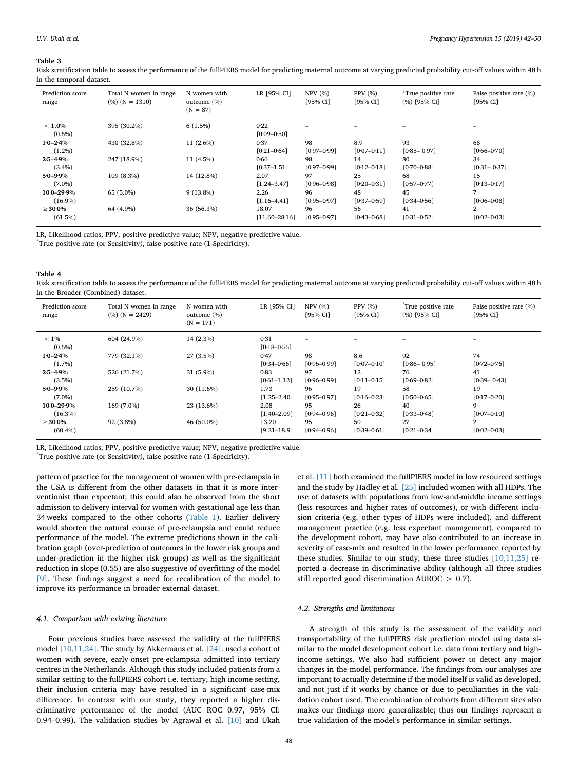**Table 3**

Risk stratification table to assess the performance of the fullPIERS model for predicting maternal outcome at varying predicted probability cut-off values within 48 h in the temporal dataset.

| Prediction score range | Total N women in range (%) (N = 1310) | N women with outcome (%) (N = 87) | LR [95% CI] | NPV (%) [95% CI] | PPV (%) [95% CI] | *True positive rate (%) [95% CI] | False positive rate (%) [95% CI] |
|---|---|---|---|---|---|---|---|
| **< 1.0%** (0.6%) | 395 (30.2%) | 6 (1.5%) | 0·22 [0·09–0·50] | – | – | – | – |
| **1·0–2·4%** (1.2%) | 430 (32.8%) | 11 (2.6%) | 0·37 [0·21–0·64] | 98 [0·97–0·99] | 8.9 [0·07–0·11] | 93 [0·85– 0·97] | 68 [0·66–0·70] |
| **2·5–4·9%** (3.4%) | 247 (18.9%) | 11 (4.5%) | 0·66 [0·37–1·51] | 98 [0·97–0·99] | 14 [0·12–0·18] | 80 [0·70–0·88] | 34 [0·31– 0·37] |
| **5·0–9·9%** (7.0%) | 109 (8.3%) | 14 (12.8%) | 2.07 [1.24–3.47] | 97 [0·96–0·98] | 25 [0·20–0·31] | 68 [0·57–0·77] | 15 [0·13–0·17] |
| **10·0–29·9%** (16.9%) | 65 (5.0%) | 9 (13.8%) | 2.26 [1.16–4.41] | 96 [0·95–0·97] | 48 [0·37–0·59] | 45 [0·34–0·56] | 7 [0·06–0·08] |
| **≥30·0%** (61.5%) | 64 (4.9%) | 36 (56.3%) | 18.07 [11.60–28·16] | 96 [0·95–0·97] | 56 [0·43–0·68] | 41 [0·31–0·52] | 2 [0·02–0·03] |

LR, Likelihood ratios; PPV, positive predictive value; NPV, negative predictive value.
*True positive rate (or Sensitivity), false positive rate (1-Specificity).

**Table 4**

Risk stratification table to assess the performance of the fullPIERS model for predicting maternal outcome at varying predicted probability cut-off values within 48 h in the Broader (Combined) dataset.

| Prediction score range | Total N women in range (%) (N = 2429) | N women with outcome (%) (N = 171) | LR [95% CI] | NPV (%) [95% CI] | PPV (%) [95% CI] | *True positive rate (%) [95% CI] | False positive rate (%) [95% CI] |
|---|---|---|---|---|---|---|---|
| **< 1%** (0.6%) | 604 (24.9%) | 14 (2.3%) | 0·31 [0·18–0·55] | – | – | – | – |
| **1·0–2·4%** (1.7%) | 779 (32.1%) | 27 (3.5%) | 0·47 [0·34–0·66] | 98 [0·96–0·99] | 8.6 [0·07–0·10] | 92 [0·86– 0·95] | 74 [0·72–0·76] |
| **2·5–4·9%** (3.5%) | 526 (21.7%) | 31 (5.9%) | 0·83 [0·61–1.12] | 97 [0·96–0·99] | 12 [0·11–0·15] | 76 [0·69–0·82] | 41 [0·39– 0·43] |
| **5·0–9·9%** (7.0%) | 259 (10.7%) | 30 (11.6%) | 1.73 [1.25–2.40] | 96 [0·95–0·97] | 19 [0·16–0·23] | 58 [0·50–0·65] | 19 [0·17–0·20] |
| **10·0–29·9%** (16.3%) | 169 (7.0%) | 23 (13.6%) | 2.08 [1.40–2.09] | 95 [0·94–0·96] | 26 [0·21–0·32] | 40 [0·33–0·48] | 9 [0·07–0·10] |
| **≥30·0%** (60.4%) | 92 (3.8%) | 46 (50.0%) | 13.20 [9.21–18.9] | 95 [0·94–0·96] | 50 [0·39–0·61] | 27 [0·21–0·34 | 2 [0·02–0·03] |

LR, Likelihood ratios; PPV, positive predictive value; NPV, negative predictive value.
*True positive rate (or Sensitivity), false positive rate (1-Specificity).

pattern of practice for the management of women with pre-eclampsia in the USA is different from the other datasets in that it is more interventionist than expectant; this could also be observed from the short admission to delivery interval for women with gestational age less than 34 weeks compared to the other cohorts (Table 1). Earlier delivery would shorten the natural course of pre-eclampsia and could reduce performance of the model. The extreme predictions shown in the calibration graph (over-prediction of outcomes in the lower risk groups and under-prediction in the higher risk groups) as well as the significant reduction in slope (0.55) are also suggestive of overfitting of the model [9]. These findings suggest a need for recalibration of the model to improve its performance in broader external dataset.

### 4.1. Comparison with existing literature

Four previous studies have assessed the validity of the fullPIERS model [10,11,24]. The study by Akkermans et al. [24]. used a cohort of women with severe, early-onset pre-eclampsia admitted into tertiary centres in the Netherlands. Although this study included patients from a similar setting to the fullPIERS cohort i.e. tertiary, high income setting, their inclusion criteria may have resulted in a significant case-mix difference. In contrast with our study, they reported a higher discriminative performance of the model (AUC ROC 0.97, 95% CI: 0.94–0.99). The validation studies by Agrawal et al. [10] and Ukah et al. [11] both examined the fullPIERS model in low resourced settings and the study by Hadley et al. [25] included women with all HDPs. The use of datasets with populations from low-and-middle income settings (less resources and higher rates of outcomes), or with different inclusion criteria (e.g. other types of HDPs were included), and different management practice (e.g. less expectant management), compared to the development cohort, may have also contributed to an increase in severity of case-mix and resulted in the lower performance reported by these studies. Similar to our study; these three studies [10,11,25] reported a decrease in discriminative ability (although all three studies still reported good discrimination AUROC > 0.7).

### 4.2. Strengths and limitations

A strength of this study is the assessment of the validity and transportability of the fullPIERS risk prediction model using data similar to the model development cohort i.e. data from tertiary and high-income settings. We also had sufficient power to detect any major changes in the model performance. The findings from our analyses are important to actually determine if the model itself is valid as developed, and not just if it works by chance or due to peculiarities in the validation cohort used. The combination of cohorts from different sites also makes our findings more generalizable; thus our findings represent a true validation of the model's performance in similar settings.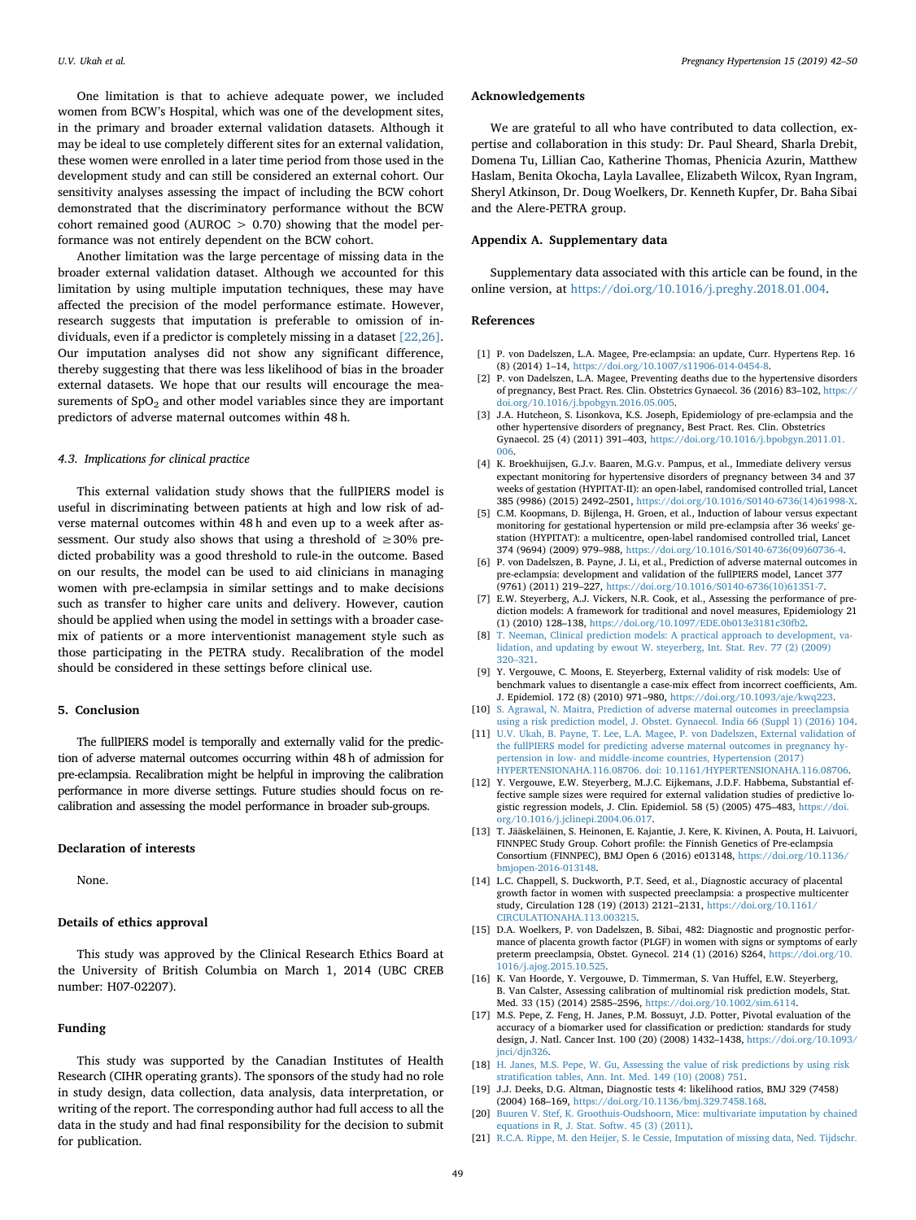One limitation is that to achieve adequate power, we included women from BCW's Hospital, which was one of the development sites, in the primary and broader external validation datasets. Although it may be ideal to use completely different sites for an external validation, these women were enrolled in a later time period from those used in the development study and can still be considered an external cohort. Our sensitivity analyses assessing the impact of including the BCW cohort demonstrated that the discriminatory performance without the BCW cohort remained good (AUROC > 0.70) showing that the model performance was not entirely dependent on the BCW cohort.

Another limitation was the large percentage of missing data in the broader external validation dataset. Although we accounted for this limitation by using multiple imputation techniques, these may have affected the precision of the model performance estimate. However, research suggests that imputation is preferable to omission of individuals, even if a predictor is completely missing in a dataset [22,26]. Our imputation analyses did not show any significant difference, thereby suggesting that there was less likelihood of bias in the broader external datasets. We hope that our results will encourage the measurements of $SpO_2$ and other model variables since they are important predictors of adverse maternal outcomes within 48 h.

### 4.3. Implications for clinical practice

This external validation study shows that the fullPIERS model is useful in discriminating between patients at high and low risk of adverse maternal outcomes within 48 h and even up to a week after assessment. Our study also shows that using a threshold of ≥30% predicted probability was a good threshold to rule-in the outcome. Based on our results, the model can be used to aid clinicians in managing women with pre-eclampsia in similar settings and to make decisions such as transfer to higher care units and delivery. However, caution should be applied when using the model in settings with a broader case-mix of patients or a more interventionist management style such as those participating in the PETRA study. Recalibration of the model should be considered in these settings before clinical use.

## 5. Conclusion

The fullPIERS model is temporally and externally valid for the prediction of adverse maternal outcomes occurring within 48 h of admission for pre-eclampsia. Recalibration might be helpful in improving the calibration performance in more diverse settings. Future studies should focus on recalibration and assessing the model performance in broader sub-groups.

## Declaration of interests

None.

## Details of ethics approval

This study was approved by the Clinical Research Ethics Board at the University of British Columbia on March 1, 2014 (UBC CREB number: H07-02207).

## Funding

This study was supported by the Canadian Institutes of Health Research (CIHR operating grants). The sponsors of the study had no role in study design, data collection, data analysis, data interpretation, or writing of the report. The corresponding author had full access to all the data in the study and had final responsibility for the decision to submit for publication.

## Acknowledgements

We are grateful to all who have contributed to data collection, expertise and collaboration in this study: Dr. Paul Sheard, Sharla Drebit, Domena Tu, Lillian Cao, Katherine Thomas, Phenicia Azurin, Matthew Haslam, Benita Okocha, Layla Lavallee, Elizabeth Wilcox, Ryan Ingram, Sheryl Atkinson, Dr. Doug Woelkers, Dr. Kenneth Kupfer, Dr. Baha Sibai and the Alere-PETRA group.

## Appendix A. Supplementary data

Supplementary data associated with this article can be found, in the online version, at https://doi.org/10.1016/j.preghy.2018.01.004.

## References

[1] P. von Dadelszen, L.A. Magee, Pre-eclampsia: an update, Curr. Hypertens Rep. 16 (8) (2014) 1–14, https://doi.org/10.1007/s11906-014-0454-8.

[2] P. von Dadelszen, L.A. Magee, Preventing deaths due to the hypertensive disorders of pregnancy, Best Pract. Res. Clin. Obstetrics Gynaecol. 36 (2016) 83–102, https://doi.org/10.1016/j.bpobgyn.2016.05.005.

[3] J.A. Hutcheon, S. Lisonkova, K.S. Joseph, Epidemiology of pre-eclampsia and the other hypertensive disorders of pregnancy, Best Pract. Res. Clin. Obstetrics Gynaecol. 25 (4) (2011) 391–403, https://doi.org/10.1016/j.bpobgyn.2011.01.006.

[4] K. Broekhuijsen, G.J.v. Baaren, M.G.v. Pampus, et al., Immediate delivery versus expectant monitoring for hypertensive disorders of pregnancy between 34 and 37 weeks of gestation (HYPITAT-II): an open-label, randomised controlled trial, Lancet 385 (9986) (2015) 2492–2501, https://doi.org/10.1016/S0140-6736(14)61998-X.

[5] C.M. Koopmans, D. Bijlenga, H. Groen, et al., Induction of labour versus expectant monitoring for gestational hypertension or mild pre-eclampsia after 36 weeks' gestation (HYPITAT): a multicentre, open-label randomised controlled trial, Lancet 374 (9694) (2009) 979–988, https://doi.org/10.1016/S0140-6736(09)60736-4.

[6] P. von Dadelszen, B. Payne, J. Li, et al., Prediction of adverse maternal outcomes in pre-eclampsia: development and validation of the fullPIERS model, Lancet 377 (9761) (2011) 219–227, https://doi.org/10.1016/S0140-6736(10)61351-7.

[7] E.W. Steyerberg, A.J. Vickers, N.R. Cook, et al., Assessing the performance of prediction models: A framework for traditional and novel measures, Epidemiology 21 (1) (2010) 128–138, https://doi.org/10.1097/EDE.0b013e3181c30fb2.

[8] T. Neeman, Clinical prediction models: A practical approach to development, validation, and updating by ewout W. steyerberg, Int. Stat. Rev. 77 (2) (2009) 320–321.

[9] Y. Vergouwe, C. Moons, E. Steyerberg, External validity of risk models: Use of benchmark values to disentangle a case-mix effect from incorrect coefficients, Am. J. Epidemiol. 172 (8) (2010) 971–980, https://doi.org/10.1093/aje/kwq223.

[10] S. Agrawal, N. Maitra, Prediction of adverse maternal outcomes in preeclampsia using a risk prediction model, J. Obstet. Gynaecol. India 66 (Suppl 1) (2016) 104.

[11] U.V. Ukah, B. Payne, T. Lee, L.A. Magee, P. von Dadelszen, External validation of the fullPIERS model for predicting adverse maternal outcomes in pregnancy hypertension in low- and middle-income countries, Hypertension (2017) HYPERTENSIONAHA.116.08706. doi: 10.1161/HYPERTENSIONAHA.116.08706.

[12] Y. Vergouwe, E.W. Steyerberg, M.J.C. Eijkemans, J.D.F. Habbema, Substantial effective sample sizes were required for external validation studies of predictive logistic regression models, J. Clin. Epidemiol. 58 (5) (2005) 475–483, https://doi.org/10.1016/j.jclinepi.2004.06.017.

[13] T. Jääskeläinen, S. Heinonen, E. Kajantie, J. Kere, K. Kivinen, A. Pouta, H. Laivuori, FINNPEC Study Group. Cohort profile: the Finnish Genetics of Pre-eclampsia Consortium (FINNPEC), BMJ Open 6 (2016) e013148, https://doi.org/10.1136/bmjopen-2016-013148.

[14] L.C. Chappell, S. Duckworth, P.T. Seed, et al., Diagnostic accuracy of placental growth factor in women with suspected preeclampsia: a prospective multicenter study, Circulation 128 (19) (2013) 2121–2131, https://doi.org/10.1161/CIRCULATIONAHA.113.003215.

[15] D.A. Woelkers, P. von Dadelszen, B. Sibai, 482: Diagnostic and prognostic performance of placenta growth factor (PLGF) in women with signs or symptoms of early preterm preeclampsia, Obstet. Gynecol. 214 (1) (2016) S264, https://doi.org/10.1016/j.ajog.2015.10.525.

[16] K. Van Hoorde, Y. Vergouwe, D. Timmerman, S. Van Huffel, E.W. Steyerberg, B. Van Calster, Assessing calibration of multinomial risk prediction models, Stat. Med. 33 (15) (2014) 2585–2596, https://doi.org/10.1002/sim.6114.

[17] M.S. Pepe, Z. Feng, H. Janes, P.M. Bossuyt, J.D. Potter, Pivotal evaluation of the accuracy of a biomarker used for classification or prediction: standards for study design, J. Natl. Cancer Inst. 100 (20) (2008) 1432–1438, https://doi.org/10.1093/jnci/djn326.

[18] H. Janes, M.S. Pepe, W. Gu, Assessing the value of risk predictions by using risk stratification tables, Ann. Int. Med. 149 (10) (2008) 751.

[19] J.J. Deeks, D.G. Altman, Diagnostic tests 4: likelihood ratios, BMJ 329 (7458) (2004) 168–169, https://doi.org/10.1136/bmj.329.7458.168.

[20] Buuren V. Stef, K. Groothuis-Oudshoorn, Mice: multivariate imputation by chained equations in R, J. Stat. Softw. 45 (3) (2011).

[21] R.C.A. Rippe, M. den Heijer, S. le Cessie, Imputation of missing data, Ned. Tijdschr.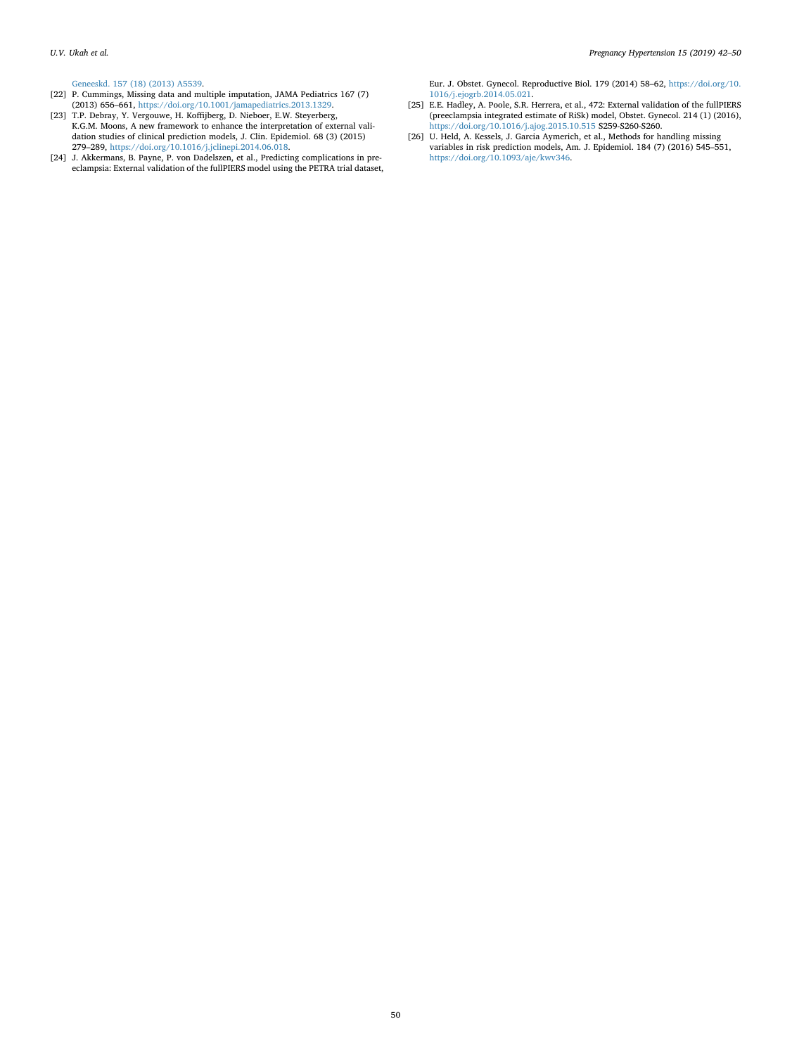Geneeskd. 157 (18) (2013) A5539.

[22] P. Cummings, Missing data and multiple imputation, JAMA Pediatrics 167 (7) (2013) 656–661, https://doi.org/10.1001/jamapediatrics.2013.1329.

[23] T.P. Debray, Y. Vergouwe, H. Koffijberg, D. Nieboer, E.W. Steyerberg, K.G.M. Moons, A new framework to enhance the interpretation of external validation studies of clinical prediction models, J. Clin. Epidemiol. 68 (3) (2015) 279–289, https://doi.org/10.1016/j.jclinepi.2014.06.018.

[24] J. Akkermans, B. Payne, P. von Dadelszen, et al., Predicting complications in pre-eclampsia: External validation of the fullPIERS model using the PETRA trial dataset, Eur. J. Obstet. Gynecol. Reproductive Biol. 179 (2014) 58–62, https://doi.org/10.1016/j.ejogrb.2014.05.021.

[25] E.E. Hadley, A. Poole, S.R. Herrera, et al., 472: External validation of the fullPIERS (preeclampsia integrated estimate of RiSk) model, Obstet. Gynecol. 214 (1) (2016), https://doi.org/10.1016/j.ajog.2015.10.515 S259-S260-S260.

[26] U. Held, A. Kessels, J. Garcia Aymerich, et al., Methods for handling missing variables in risk prediction models, Am. J. Epidemiol. 184 (7) (2016) 545–551, https://doi.org/10.1093/aje/kwv346.